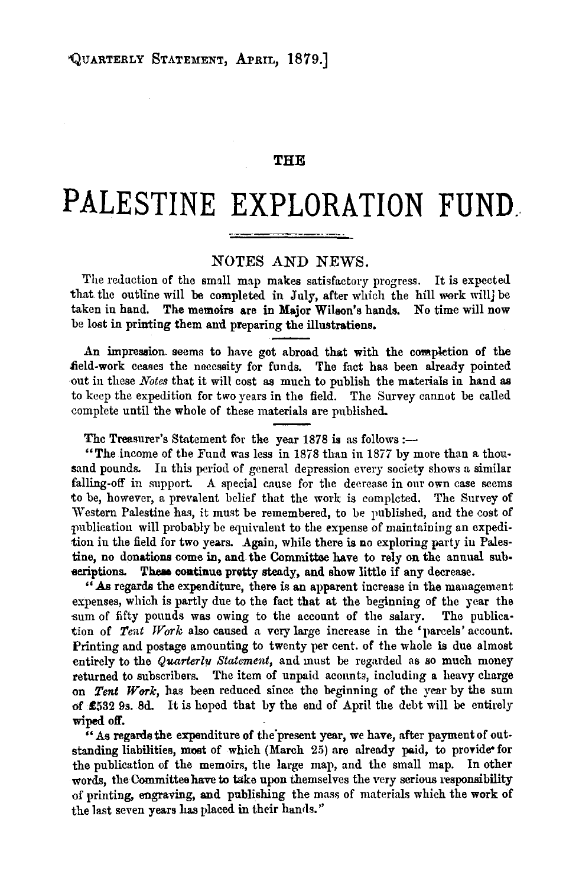# THE

# PALESTINE EXPLORATION FUND.

## NOTES AND NEWS.

The reduction of the small map makes satisfactory progress. It is expected that the outline will be completed in July, after which the hill work will be taken in hand. The memoirs are in Major Wilson's hands. No time will now be lost in printing them and preparing the illustrations.

An impression seems to have got abroad that with the completion of the field-work ceases the necessity for funds. The fact has been already pointed out in these *Notes* that it will cost as much to publish the materials in hand as to keep the expedition for two years in the field. The Survey cannot be called complete until the whole of these materials are published.

The Treasurer's Statement for the year 1878 is as follows :—

"The income of the Fund was less in 1878 than in 1877 by more than a thousand pounds. In this period of general depression every society shows a similar falling-off in support. A special cause for the decrease in our own case seems to be, however, a prevalent belief that the work is completed. The Survey of Western Palestine has, it must be remembered, to be published, and the cost of publication will probably be equivalent to the expense of maintaining an expedition in the field for two years. Again, while there is no exploring party in Palestine, no donations come in, and the Committee have to rely on the annual subscriptions. These continue pretty steady, and show little if any decrease.

"As regards the expenditure, there is an apparent increase in the management expenses, which is partly due to the fact that at the beginning of the year the sum of fifty pounds was owing to the account of the salary. The publication of *Tent Work* also caused a very large increase in the 'parcels' account. Printing and postage amounting to twenty per cent. of the whole is due almost entirely to the *Quarterly Statement*, and must be regarded as so much money returned to subscribers. The item of unpaid acounts, including a heavy charge on *Tent Work*, has been reduced since the beginning of the year by the sum of £532 9s. 8d. It is hoped that by the end of April the debt will be entirely wiped off.

"As regards the expenditure of the present year, we have, after payment of outstanding liabilities, most of which (March 25) are already paid, to provide for the publication of the memoirs, the large map, and the small map. In other words, the Committee have to take upon themselves the very serious responsibility of printing, engraving, and publishing the mass of materials which the work of the last seven years has placed in their hands."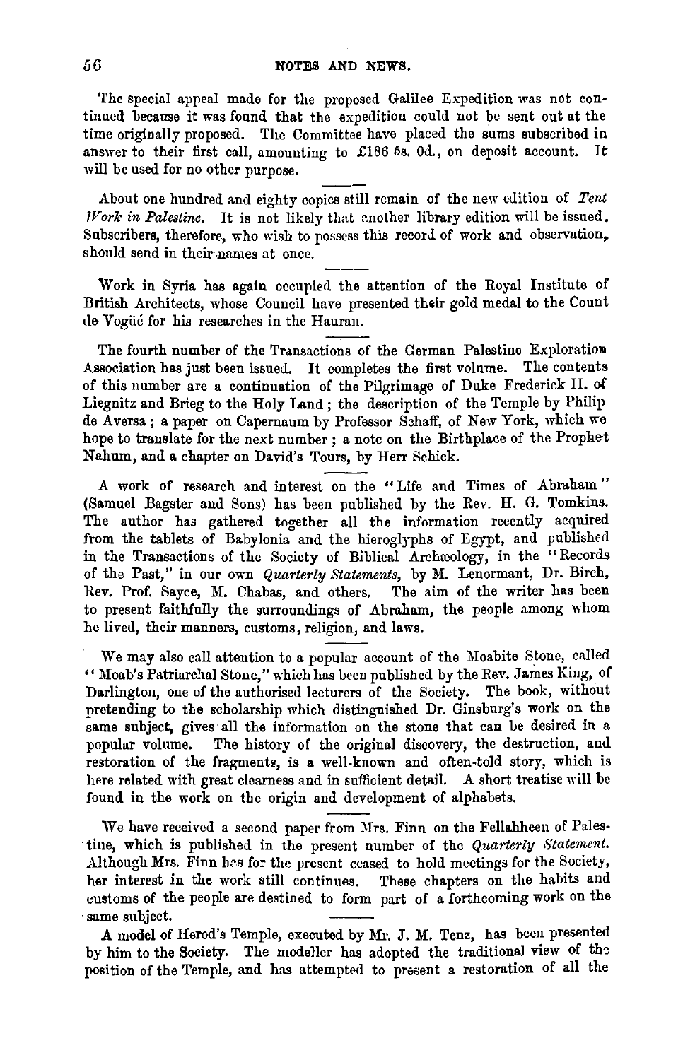The special appeal made for the proposed Galilee Expedition was not continued because it was found that the expedition could not be sent out at the time originally proposed. The Committee have placed the sums subscribed in answer to their first call, amounting to £186 5s. 0d., on deposit account. It will be used for no other purpose.

About one hundred and eighty copies still remain of the new edition of *Tent Work in Palestine*. It is not likely that another library edition will be issued. Subscribers, therefore, who wish to possess this record of work and observation, should send in their names at once.

Work in Syria has again occupied the attention of the Royal Institute of British Architects, whose Council have presented their gold medal to the Count de Vogüé for his researches in the Hauran.

The fourth number of the Transactions of the German Palestine Exploration Association has just been issued. It completes the first volume. The contents of this number are a continuation of the Pilgrimage of Duke Frederick II. of Liegnitz and Brieg to the Holy Land; the description of the Temple by Philip de Aversa; a paper on Capernaum by Professor Schaff, of New York, which we hope to translate for the next number; a note on the Birthplace of the Prophet Nahum, and a chapter on David's Tours, by Herr Schick.

A work of research and interest on the "Life and Times of Abraham" (Samuel Bagster and Sons) has been published by the Rev. H. G. Tomkins. The author has gathered together all the information recently acquired from the tablets of Babylonia and the hieroglyphs of Egypt, and published in the Transactions of the Society of Biblical Archæology, in the "Records of the Past," in our own *Quarterly Statements*, by M. Lenormant, Dr. Birch, Rev. Prof. Sayce, M. Chabas, and others. The aim of the writer has been to present faithfully the surroundings of Abraham, the people among whom he lived, their manners, customs, religion, and laws.

We may also call attention to a popular account of the Moabite Stone, called "Moab's Patriarchal Stone," which has been published by the Rev. James King, of Darlington, one of the authorised lecturers of the Society. The book, without pretending to the scholarship which distinguished Dr. Ginsburg's work on the same subject, gives all the information on the stone that can be desired in a popular volume. The history of the original discovery, the destruction, and restoration of the fragments, is a well-known and often-told story, which is here related with great clearness and in sufficient detail. A short treatise will be found in the work on the origin and development of alphabets.

We have received a second paper from Mrs. Finn on the Fellahheen of Palestine, which is published in the present number of the *Quarterly Statement*. Although Mrs. Finn has for the present ceased to hold meetings for the Society, her interest in the work still continues. These chapters on the habits and customs of the people are destined to form part of a forthcoming work on the same subject.

A model of Herod's Temple, executed by Mr. J. M. Tenz, has been presented by him to the Society. The modeller has adopted the traditional view of the position of the Temple, and has attempted to present a restoration of all the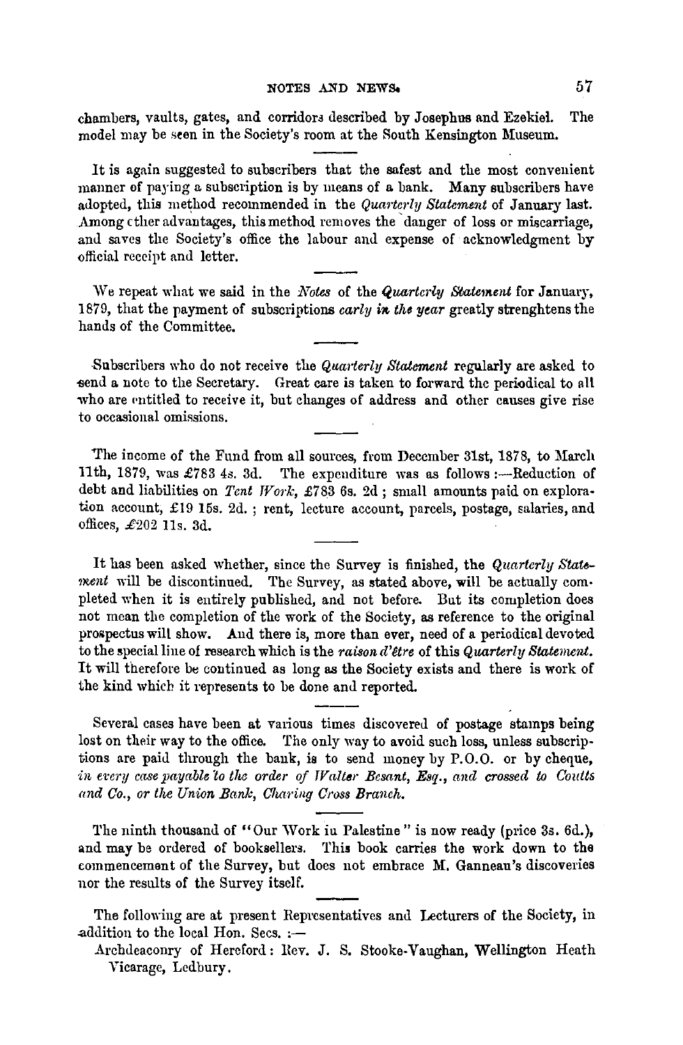chambers, vaults, gates, and corridors described by Josephus and Ezekiel. The model may be seen in the Society's room at the South Kensington Museum.

It is again suggested to subscribers that the safest and the most convenient manner of paying a subscription is by means of a bank. Many subscribers have adopted, this method recommended in the *Quarterly Statement* of January last. Among other advantages, this method removes the danger of loss or miscarriage, and saves the Society's office the labour and expense of acknowledgment by official receipt and letter.

We repeat what we said in the *Notes* of the *Quarterly Statement* for January, 1879, that the payment of subscriptions *early in the year* greatly strenghtens the hands of the Committee.

Subscribers who do not receive the *Quarterly Statement* regularly are asked to send a note to the Secretary. Great care is taken to forward the periodical to all who are entitled to receive it, but changes of address and other causes give rise to occasional omissions.

The income of the Fund from all sources, from December 31st, 1878, to March 11th, 1879, was £783 4s. 3d. The expenditure was as follows :—Reduction of debt and liabilities on *Tent Work*, £783 6s. 2d ; small amounts paid on exploration account, £19 15s. 2d. ; rent, lecture account, parcels, postage, salaries, and offices, £202 11s. 3d.

It has been asked whether, since the Survey is finished, the *Quarterly Statement* will be discontinued. The Survey, as stated above, will be actually completed when it is entirely published, and not before. But its completion does not mean the completion of the work of the Society, as reference to the original prospectus will show. And there is, more than ever, need of a periodical devoted to the special line of research which is the *raison d'être* of this *Quarterly Statement*. It will therefore be continued as long as the Society exists and there is work of the kind which it represents to be done and reported.

Several cases have been at various times discovered of postage stamps being lost on their way to the office. The only way to avoid such loss, unless subscriptions are paid through the bank, is to send money by P.O.O. or by cheque, *in every case payable to the order of Walter Besant, Esq., and crossed to Coutts and Co., or the Union Bank, Charing Cross Branch.*

The ninth thousand of "Our Work in Palestine" is now ready (price 3s. 6d.), and may be ordered of booksellers. This book carries the work down to the commencement of the Survey, but does not embrace M. Ganneau's discoveries nor the results of the Survey itself.

The following are at present Representatives and Lecturers of the Society, in addition to the local Hon. Secs. :—

Archdeaconry of Hereford: Rev. J. S. Stooke-Vaughan, Wellington Heath Vicarage, Ledbury.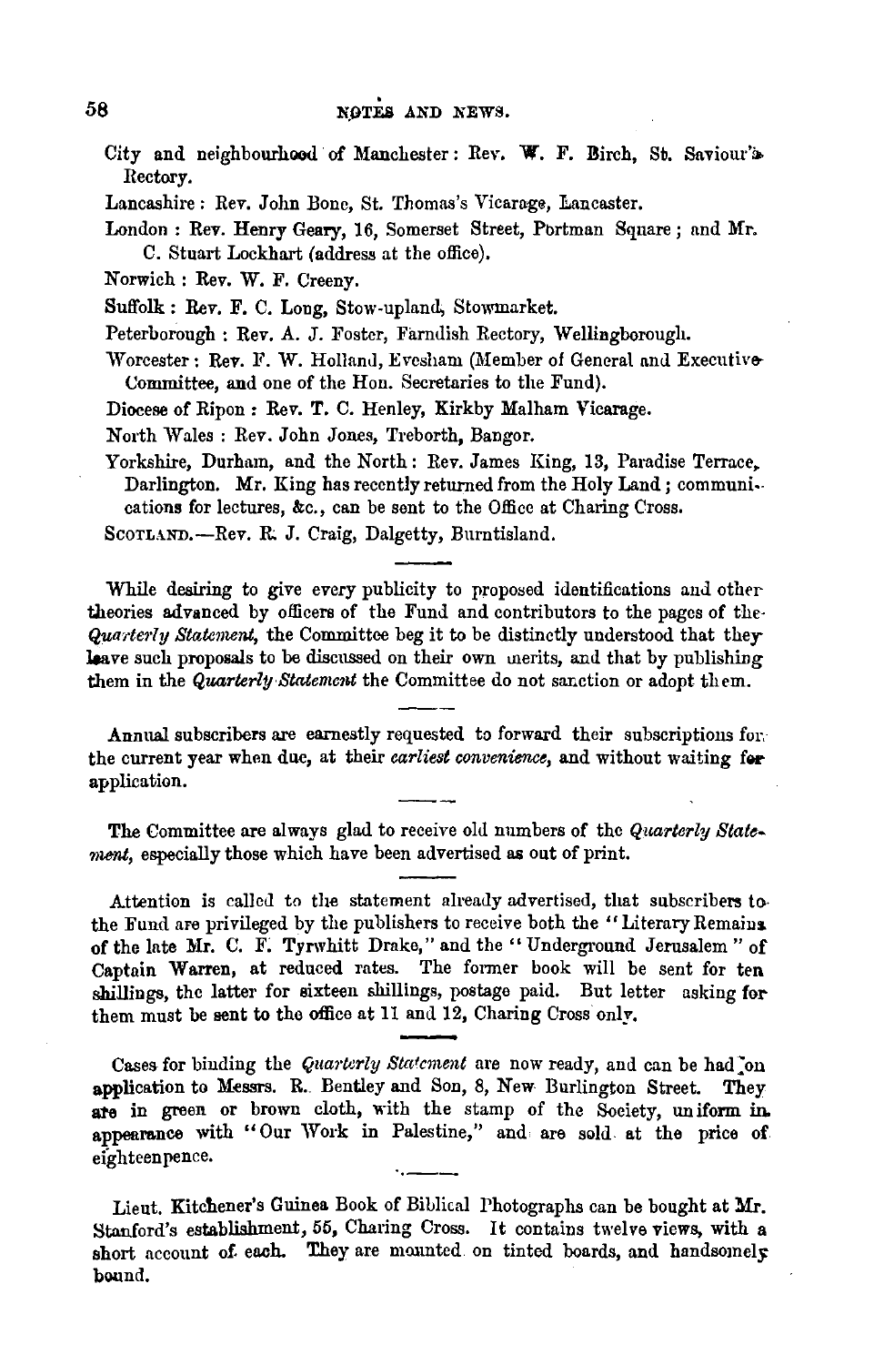City and neighbourhood of Manchester: Rev. W. F. Birch, St. Saviour's Rectory.

Lancashire: Rev. John Bone, St. Thomas's Vicarage, Lancaster.

London: Rev. Henry Geary, 16, Somerset Street, Portman Square; and Mr. C. Stuart Lockhart (address at the office).

Norwich: Rev. W. F. Creeny.

Suffolk: Rev. F. C. Long, Stow-upland, Stowmarket.

Peterborough: Rev. A. J. Foster, Farndish Rectory, Wellingborough.

Worcester: Rev. F. W. Holland, Evesham (Member of General and Executive Committee, and one of the Hon. Secretaries to the Fund).

Diocese of Ripon: Rev. T. C. Henley, Kirkby Malham Vicarage.

North Wales: Rev. John Jones, Treborth, Bangor.

Yorkshire, Durham, and the North: Rev. James King, 13, Paradise Terrace, Darlington. Mr. King has recently returned from the Holy Land; communications for lectures, &c., can be sent to the Office at Charing Cross.

SCOTLAND.—Rev. R. J. Craig, Dalgetty, Burntisland.

---

While desiring to give every publicity to proposed identifications and other theories advanced by officers of the Fund and contributors to the pages of the *Quarterly Statement*, the Committee beg it to be distinctly understood that they leave such proposals to be discussed on their own merits, and that by publishing them in the *Quarterly Statement* the Committee do not sanction or adopt them.

---

Annual subscribers are earnestly requested to forward their subscriptions for the current year when due, at their *earliest convenience*, and without waiting for application.

---

The Committee are always glad to receive old numbers of the *Quarterly Statement*, especially those which have been advertised as out of print.

---

Attention is called to the statement already advertised, that subscribers to the Fund are privileged by the publishers to receive both the "Literary Remains of the late Mr. C. F. Tyrwhitt Drake," and the "Underground Jerusalem" of Captain Warren, at reduced rates. The former book will be sent for ten shillings, the latter for sixteen shillings, postage paid. But letter asking for them must be sent to the office at 11 and 12, Charing Cross only.

---

Cases for binding the *Quarterly Statement* are now ready, and can be had on application to Messrs. R. Bentley and Son, 8, New Burlington Street. They are in green or brown cloth, with the stamp of the Society, uniform in appearance with "Our Work in Palestine," and are sold at the price of eighteenpence.

---

Lieut. Kitchener's Guinea Book of Biblical Photographs can be bought at Mr. Stanford's establishment, 55, Charing Cross. It contains twelve views, with a short account of each. They are mounted on tinted boards, and handsomely bound.